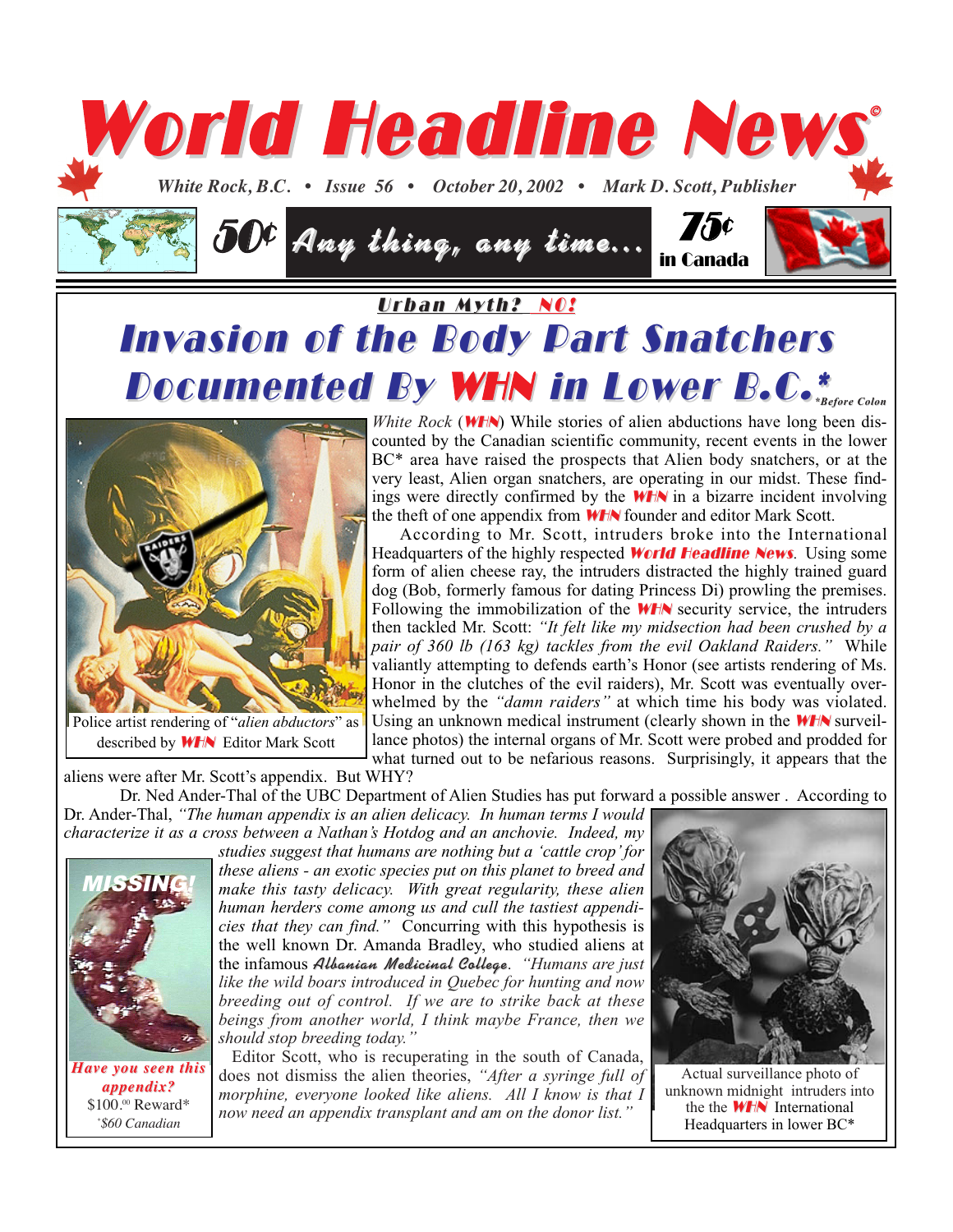# World Headline News©

*White Rock, B.C. • Issue 56 • October 20, 2002 • Mark D. Scott, Publisher*

50¢ **Any thing, any time...** 75¢ in Canada

*Urban Myth? NO!*

## Invasion of the Body Part Snatchers Documented By WHN in Lower B.C.*

*\*Before Colon*

Police artist rendering of "*alien abductors*" as described by WHN Editor Mark Scott

*White Rock* (WHN) While stories of alien abductions have long been discounted by the Canadian scientific community, recent events in the lower BC* area have raised the prospects that Alien body snatchers, or at the very least, Alien organ snatchers, are operating in our midst. These findings were directly confirmed by the WHN in a bizarre incident involving the theft of one appendix from WHN founder and editor Mark Scott.

According to Mr. Scott, intruders broke into the International Headquarters of the highly respected **World Headline News**. Using some form of alien cheese ray, the intruders distracted the highly trained guard dog (Bob, formerly famous for dating Princess Di) prowling the premises. Following the immobilization of the WHN security service, the intruders then tackled Mr. Scott: *"It felt like my midsection had been crushed by a pair of 360 lb (163 kg) tackles from the evil Oakland Raiders."* While valiantly attempting to defends earth's Honor (see artists rendering of Ms. Honor in the clutches of the evil raiders), Mr. Scott was eventually overwhelmed by the *"damn raiders"* at which time his body was violated. Using an unknown medical instrument (clearly shown in the WHN surveillance photos) the internal organs of Mr. Scott were probed and prodded for what turned out to be nefarious reasons. Surprisingly, it appears that the aliens were after Mr. Scott's appendix. But WHY?

Dr. Ned Ander-Thal of the UBC Department of Alien Studies has put forward a possible answer . According to Dr. Ander-Thal, *"The human appendix is an alien delicacy. In human terms I would characterize it as a cross between a Nathan's Hotdog and an anchovie. Indeed, my studies suggest that humans are nothing but a 'cattle crop' for these aliens - an exotic species put on this planet to breed and make this tasty delicacy. With great regularity, these alien human herders come among us and cull the tastiest appendicies that they can find."* Concurring with this hypothesis is the well known Dr. Amanda Bradley, who studied aliens at the infamous *Albanian Medicinal College*. *"Humans are just like the wild boars introduced in Quebec for hunting and now breeding out of control. If we are to strike back at these beings from another world, I think maybe France, then we should stop breeding today."*

Editor Scott, who is recuperating in the south of Canada, does not dismiss the alien theories, *"After a syringe full of morphine, everyone looked like aliens. All I know is that I now need an appendix transplant and am on the donor list."*

**MISSING!**

*Have you seen this appendix?*
$100.00 Reward*
*\*$60 Canadian*

Actual surveillance photo of unknown midnight intruders into the the WHN International Headquarters in lower BC*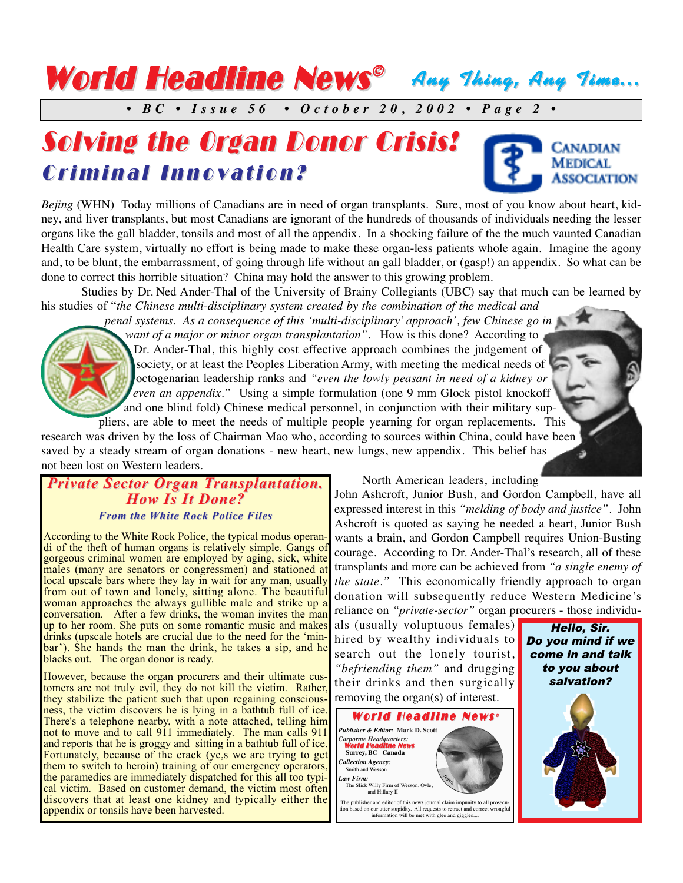# World Headline News©

*Any Thing, Any Time...*

## Solving the Organ Donor Crisis!

### *Criminal Innovation?*

CANADIAN MEDICAL ASSOCIATION

*Bejing* (WHN) Today millions of Canadians are in need of organ transplants. Sure, most of you know about heart, kidney, and liver transplants, but most Canadians are ignorant of the hundreds of thousands of individuals needing the lesser organs like the gall bladder, tonsils and most of all the appendix. In a shocking failure of the the much vaunted Canadian Health Care system, virtually no effort is being made to make these organ-less patients whole again. Imagine the agony and, to be blunt, the embarrassment, of going through life without an gall bladder, or (gasp!) an appendix. So what can be done to correct this horrible situation? China may hold the answer to this growing problem.

Studies by Dr. Ned Ander-Thal of the University of Brainy Collegiants (UBC) say that much can be learned by his studies of "*the Chinese multi-disciplinary system created by the combination of the medical and penal systems. As a consequence of this 'multi-disciplinary' approach', few Chinese go in want of a major or minor organ transplantation"*. How is this done? According to Dr. Ander-Thal, this highly cost effective approach combines the judgement of society, or at least the Peoples Liberation Army, with meeting the medical needs of octogenarian leadership ranks and *"even the lowly peasant in need of a kidney or even an appendix."* Using a simple formulation (one 9 mm Glock pistol knockoff and one blind fold) Chinese medical personnel, in conjunction with their military suppliers, are able to meet the needs of multiple people yearning for organ replacements. This research was driven by the loss of Chairman Mao who, according to sources within China, could have been saved by a steady stream of organ donations - new heart, new lungs, new appendix. This belief has not been lost on Western leaders.

North American leaders, including John Ashcroft, Junior Bush, and Gordon Campbell, have all expressed interest in this *"melding of body and justice"*. John Ashcroft is quoted as saying he needed a heart, Junior Bush wants a brain, and Gordon Campbell requires Union-Busting courage. According to Dr. Ander-Thal's research, all of these transplants and more can be achieved from *"a single enemy of the state."* This economically friendly approach to organ donation will subsequently reduce Western Medicine's reliance on *"private-sector"* organ procurers - those individuals (usually voluptuous females) hired by wealthy individuals to search out the lonely tourist, *"befriending them"* and drugging their drinks and then surgically removing the organ(s) of interest.

### *Private Sector Organ Transplantation. How Is It Done?*

***From the White Rock Police Files***

According to the White Rock Police, the typical modus operandi of the theft of human organs is relatively simple. Gangs of gorgeous criminal women are employed by aging, sick, white males (many are senators or congressmen) and stationed at local upscale bars where they lay in wait for any man, usually from out of town and lonely, sitting alone. The beautiful woman approaches the always gullible male and strike up a conversation. After a few drinks, the woman invites the man up to her room. She puts on some romantic music and makes drinks (upscale hotels are crucial due to the need for the 'minbar'). She hands the man the drink, he takes a sip, and he blacks out. The organ donor is ready.

However, because the organ procurers and their ultimate customers are not truly evil, they do not kill the victim. Rather, they stabilize the patient such that upon regaining consciousness, the victim discovers he is lying in a bathtub full of ice. There's a telephone nearby, with a note attached, telling him not to move and to call 911 immediately. The man calls 911 and reports that he is groggy and sitting in a bathtub full of ice. Fortunately, because of the crack (ye,s we are trying to get them to switch to heroin) training of our emergency operators, the paramedics are immediately dispatched for this all too typical victim. Based on customer demand, the victim most often discovers that at least one kidney and typically either the appendix or tonsils have been harvested.

***Hello, Sir. Do you mind if we come in and talk to you about salvation?***

**World Headline News©**

***Publisher & Editor:*** **Mark D. Scott**

***Corporate Headquarters:***
World Headline News
Surrey, BC Canada

***Collection Agency:***
Smith and Wesson

***Law Firm:***
The Slick Willy Firm of Wesson, Oyle, and Hillary II

The publisher and editor of this news journal claim impunity to all prosecution based on our utter stupidity. All requests to retract and correct wrongful information will be met with glee and giggles....